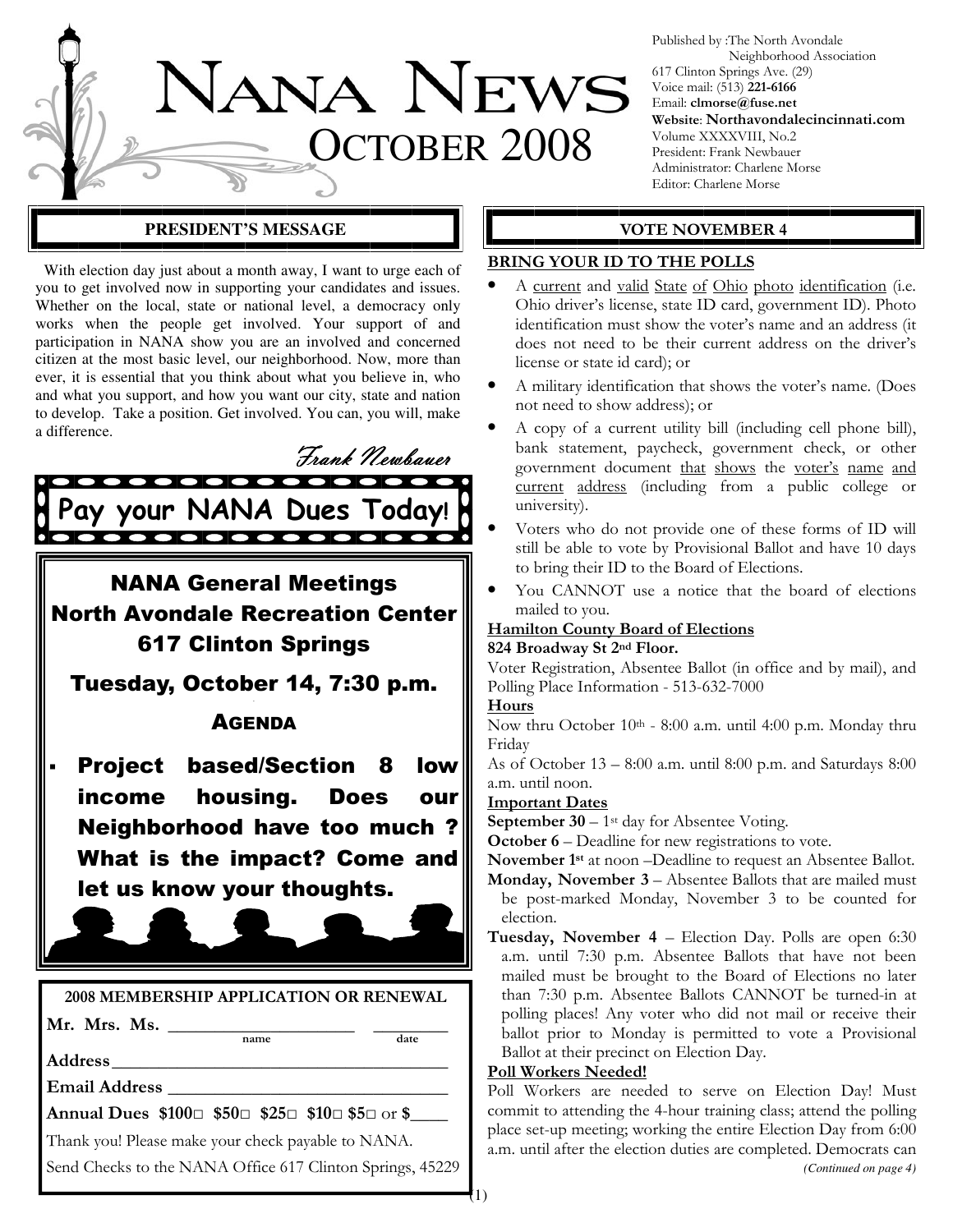# NANA NEWS

## OCTOBER 2008

Published by :The North Avondale Neighborhood Association
617 Clinton Springs Ave. (29)
Voice mail: (513) **221-6166**
Email: **clmorse@fuse.net**
**Website**: **Northavondalecincinnati.com**
Volume XXXXVIII, No.2
President: Frank Newbauer
Administrator: Charlene Morse
Editor: Charlene Morse

### PRESIDENT'S MESSAGE

With election day just about a month away, I want to urge each of you to get involved now in supporting your candidates and issues. Whether on the local, state or national level, a democracy only works when the people get involved. Your support of and participation in NANA show you are an involved and concerned citizen at the most basic level, our neighborhood. Now, more than ever, it is essential that you think about what you believe in, who and what you support, and how you want our city, state and nation to develop. Take a position. Get involved. You can, you will, make a difference.

*Frank Newbauer*

## Pay your NANA Dues Today!

## NANA General Meetings
## North Avondale Recreation Center
## 617 Clinton Springs

### Tuesday, October 14, 7:30 p.m.

### AGENDA

- **Project based/Section 8 low income housing. Does our Neighborhood have too much ? What is the impact? Come and let us know your thoughts.**

**2008 MEMBERSHIP APPLICATION OR RENEWAL**

**Mr. Mrs. Ms.** ____________________ (name) ________ (date)

**Address** ____________________________________

**Email Address** ______________________________

**Annual Dues $100□ $50□ $25□ $10□ $5□ or $____**

Thank you! Please make your check payable to NANA.

Send Checks to the NANA Office 617 Clinton Springs, 45229

### VOTE NOVEMBER 4

**BRING YOUR ID TO THE POLLS**

- A current and valid State of Ohio photo identification (i.e. Ohio driver's license, state ID card, government ID). Photo identification must show the voter's name and an address (it does not need to be their current address on the driver's license or state id card); or
- A military identification that shows the voter's name. (Does not need to show address); or
- A copy of a current utility bill (including cell phone bill), bank statement, paycheck, government check, or other government document that shows the voter's name and current address (including from a public college or university).
- Voters who do not provide one of these forms of ID will still be able to vote by Provisional Ballot and have 10 days to bring their ID to the Board of Elections.
- You CANNOT use a notice that the board of elections mailed to you.

**Hamilton County Board of Elections**

**824 Broadway St 2nd Floor.**

Voter Registration, Absentee Ballot (in office and by mail), and Polling Place Information - 513-632-7000

**Hours**

Now thru October 10th - 8:00 a.m. until 4:00 p.m. Monday thru Friday

As of October 13 – 8:00 a.m. until 8:00 p.m. and Saturdays 8:00 a.m. until noon.

**Important Dates**

**September 30** – 1st day for Absentee Voting.

**October 6** – Deadline for new registrations to vote.

**November 1st** at noon –Deadline to request an Absentee Ballot.

**Monday, November 3** – Absentee Ballots that are mailed must be post-marked Monday, November 3 to be counted for election.

**Tuesday, November 4** – Election Day. Polls are open 6:30 a.m. until 7:30 p.m. Absentee Ballots that have not been mailed must be brought to the Board of Elections no later than 7:30 p.m. Absentee Ballots CANNOT be turned-in at polling places! Any voter who did not mail or receive their ballot prior to Monday is permitted to vote a Provisional Ballot at their precinct on Election Day.

**Poll Workers Needed!**

Poll Workers are needed to serve on Election Day! Must commit to attending the 4-hour training class; attend the polling place set-up meeting; working the entire Election Day from 6:00 a.m. until after the election duties are completed. Democrats can

*(Continued on page 4)*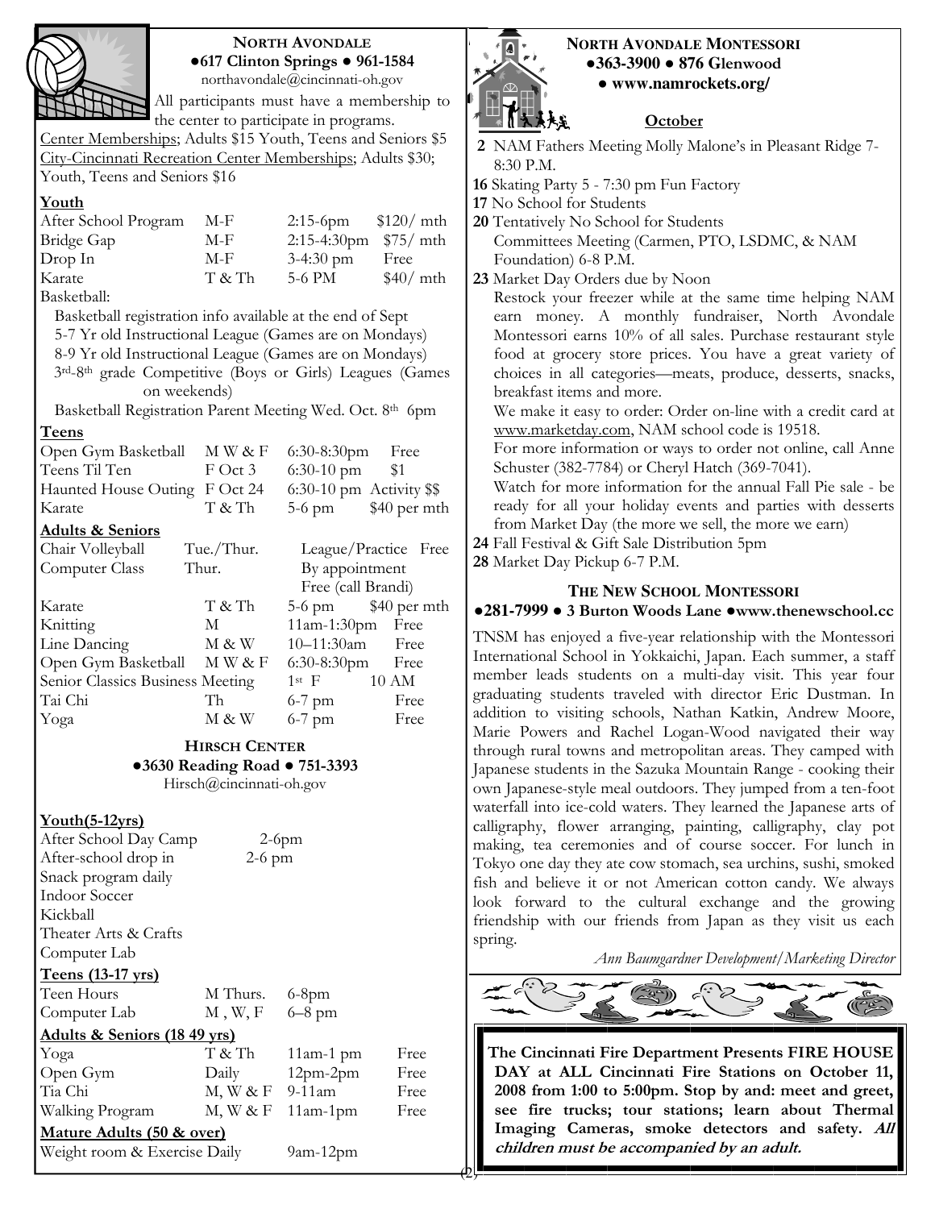## North Avondale

●617 Clinton Springs ● 961-1584
northavondale@cincinnati-oh.gov

All participants must have a membership to the center to participate in programs.

Center Memberships; Adults $15 Youth, Teens and Seniors $5
City-Cincinnati Recreation Center Memberships; Adults $30; Youth, Teens and Seniors $16

### Youth

| | | | |
|---|---|---|---|
| After School Program | M-F | 2:15-6pm | $120/ mth |
| Bridge Gap | M-F | 2:15-4:30pm | $75/ mth |
| Drop In | M-F | 3-4:30 pm | Free |
| Karate | T & Th | 5-6 PM | $40/ mth |

Basketball:

- Basketball registration info available at the end of Sept
- 5-7 Yr old Instructional League (Games are on Mondays)
- 8-9 Yr old Instructional League (Games are on Mondays)
- 3rd-8th grade Competitive (Boys or Girls) Leagues (Games on weekends)
- Basketball Registration Parent Meeting Wed. Oct. 8th 6pm

### Teens

| | | | |
|---|---|---|---|
| Open Gym Basketball | M W & F | 6:30-8:30pm | Free |
| Teens Til Ten | F Oct 3 | 6:30-10 pm | $1 |
| Haunted House Outing | F Oct 24 | 6:30-10 pm | Activity $$ |
| Karate | T & Th | 5-6 pm | $40 per mth |

### Adults & Seniors

| | | | |
|---|---|---|---|
| Chair Volleyball | Tue./Thur. | League/Practice | Free |
| Computer Class | Thur. | By appointment Free (call Brandi) | |
| Karate | T & Th | 5-6 pm | $40 per mth |
| Knitting | M | 11am-1:30pm | Free |
| Line Dancing | M & W | 10–11:30am | Free |
| Open Gym Basketball | M W & F | 6:30-8:30pm | Free |
| Senior Classics Business Meeting | | 1st F | 10 AM |
| Tai Chi | Th | 6-7 pm | Free |
| Yoga | M & W | 6-7 pm | Free |

## Hirsch Center

●3630 Reading Road ● 751-3393
Hirsch@cincinnati-oh.gov

### Youth(5-12yrs)

| | |
|---|---|
| After School Day Camp | 2-6pm |
| After-school drop in | 2-6 pm |

Snack program daily
Indoor Soccer
Kickball
Theater Arts & Crafts
Computer Lab

### Teens (13-17 yrs)

| | | |
|---|---|---|
| Teen Hours | M Thurs. | 6-8pm |
| Computer Lab | M , W, F | 6–8 pm |

### Adults & Seniors (18 49 yrs)

| | | | |
|---|---|---|---|
| Yoga | T & Th | 11am-1 pm | Free |
| Open Gym | Daily | 12pm-2pm | Free |
| Tia Chi | M, W & F | 9-11am | Free |
| Walking Program | M, W & F | 11am-1pm | Free |

### Mature Adults (50 & over)

| | |
|---|---|
| Weight room & Exercise Daily | 9am-12pm |

## North Avondale Montessori

●363-3900 ● 876 Glenwood
● www.namrockets.org/

### October

**2** NAM Fathers Meeting Molly Malone's in Pleasant Ridge 7-8:30 P.M.
**16** Skating Party 5 - 7:30 pm Fun Factory
**17** No School for Students
**20** Tentatively No School for Students
Committees Meeting (Carmen, PTO, LSDMC, & NAM Foundation) 6-8 P.M.
**23** Market Day Orders due by Noon
Restock your freezer while at the same time helping NAM earn money. A monthly fundraiser, North Avondale Montessori earns 10% of all sales. Purchase restaurant style food at grocery store prices. You have a great variety of choices in all categories—meats, produce, desserts, snacks, breakfast items and more.
We make it easy to order: Order on-line with a credit card at www.marketday.com, NAM school code is 19518.
For more information or ways to order not online, call Anne Schuster (382-7784) or Cheryl Hatch (369-7041).
Watch for more information for the annual Fall Pie sale - be ready for all your holiday events and parties with desserts from Market Day (the more we sell, the more we earn)
**24** Fall Festival & Gift Sale Distribution 5pm
**28** Market Day Pickup 6-7 P.M.

## The New School Montessori

●281-7999 ● 3 Burton Woods Lane ●www.thenewschool.cc

TNSM has enjoyed a five-year relationship with the Montessori International School in Yokkaichi, Japan. Each summer, a staff member leads students on a multi-day visit. This year four graduating students traveled with director Eric Dustman. In addition to visiting schools, Nathan Katkin, Andrew Moore, Marie Powers and Rachel Logan-Wood navigated their way through rural towns and metropolitan areas. They camped with Japanese students in the Sazuka Mountain Range - cooking their own Japanese-style meal outdoors. They jumped from a ten-foot waterfall into ice-cold waters. They learned the Japanese arts of calligraphy, flower arranging, painting, calligraphy, clay pot making, tea ceremonies and of course soccer. For lunch in Tokyo one day they ate cow stomach, sea urchins, sushi, smoked fish and believe it or not American cotton candy. We always look forward to the cultural exchange and the growing friendship with our friends from Japan as they visit us each spring.

*Ann Baumgardner Development/Marketing Director*

**The Cincinnati Fire Department Presents FIRE HOUSE DAY at ALL Cincinnati Fire Stations on October 11, 2008 from 1:00 to 5:00pm. Stop by and: meet and greet, see fire trucks; tour stations; learn about Thermal Imaging Cameras, smoke detectors and safety. *All children must be accompanied by an adult.***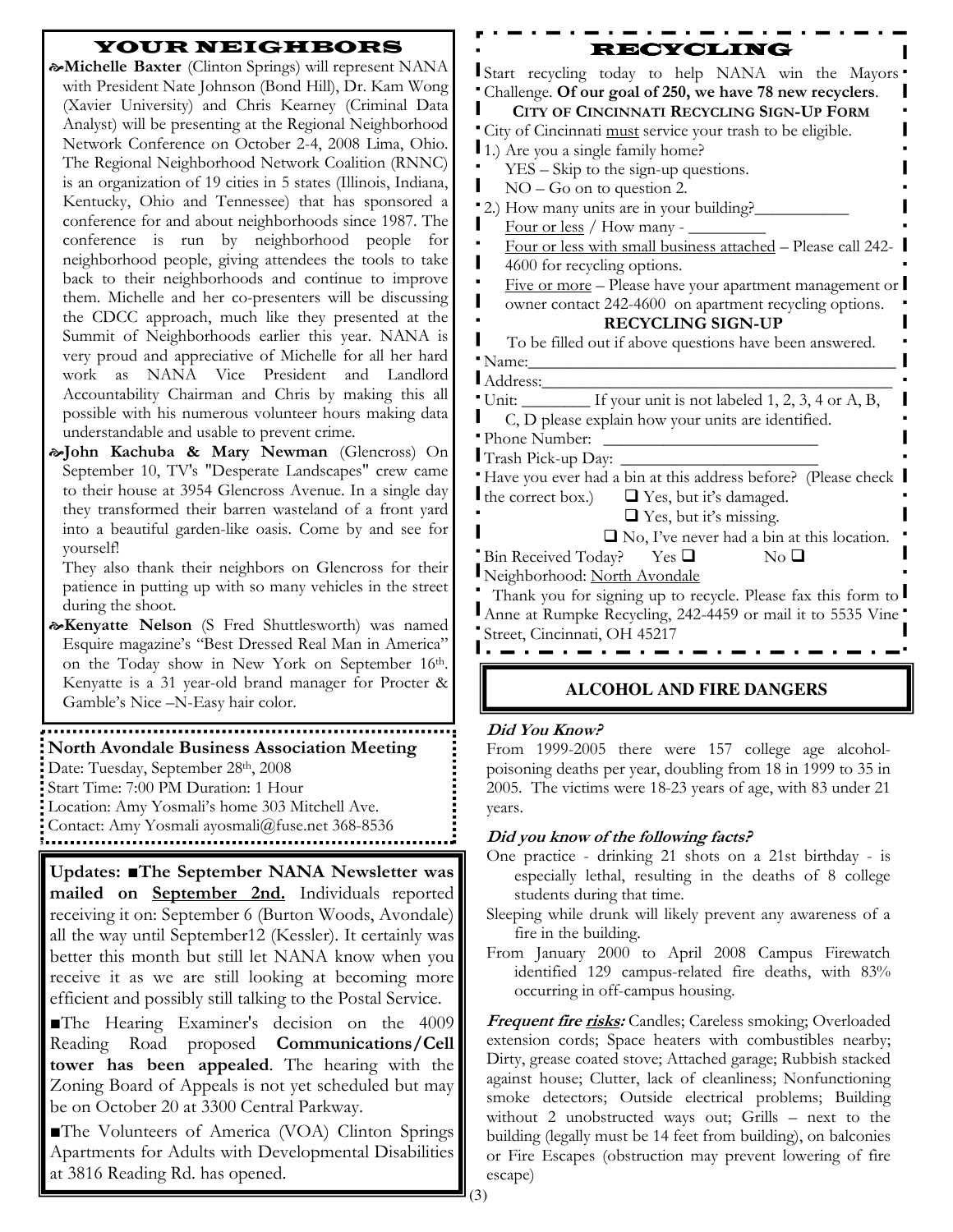## YOUR NEIGHBORS

- **Michelle Baxter** (Clinton Springs) will represent NANA with President Nate Johnson (Bond Hill), Dr. Kam Wong (Xavier University) and Chris Kearney (Criminal Data Analyst) will be presenting at the Regional Neighborhood Network Conference on October 2-4, 2008 Lima, Ohio. The Regional Neighborhood Network Coalition (RNNC) is an organization of 19 cities in 5 states (Illinois, Indiana, Kentucky, Ohio and Tennessee) that has sponsored a conference for and about neighborhoods since 1987. The conference is run by neighborhood people for neighborhood people, giving attendees the tools to take back to their neighborhoods and continue to improve them. Michelle and her co-presenters will be discussing the CDCC approach, much like they presented at the Summit of Neighborhoods earlier this year. NANA is very proud and appreciative of Michelle for all her hard work as NANA Vice President and Landlord Accountability Chairman and Chris by making this all possible with his numerous volunteer hours making data understandable and usable to prevent crime.
- **John Kachuba & Mary Newman** (Glencross) On September 10, TV's "Desperate Landscapes" crew came to their house at 3954 Glencross Avenue. In a single day they transformed their barren wasteland of a front yard into a beautiful garden-like oasis. Come by and see for yourself!

  They also thank their neighbors on Glencross for their patience in putting up with so many vehicles in the street during the shoot.
- **Kenyatte Nelson** (S Fred Shuttlesworth) was named Esquire magazine's "Best Dressed Real Man in America" on the Today show in New York on September 16th. Kenyatte is a 31 year-old brand manager for Procter & Gamble's Nice –N-Easy hair color.

**North Avondale Business Association Meeting**
Date: Tuesday, September 28th, 2008
Start Time: 7:00 PM Duration: 1 Hour
Location: Amy Yosmali's home 303 Mitchell Ave.
Contact: Amy Yosmali ayosmali@fuse.net 368-8536

**Updates: ■The September NANA Newsletter was mailed on September 2nd.** Individuals reported receiving it on: September 6 (Burton Woods, Avondale) all the way until September12 (Kessler). It certainly was better this month but still let NANA know when you receive it as we are still looking at becoming more efficient and possibly still talking to the Postal Service.

■The Hearing Examiner's decision on the 4009 Reading Road proposed **Communications/Cell tower has been appealed**. The hearing with the Zoning Board of Appeals is not yet scheduled but may be on October 20 at 3300 Central Parkway.

■The Volunteers of America (VOA) Clinton Springs Apartments for Adults with Developmental Disabilities at 3816 Reading Rd. has opened.

## RECYCLING

Start recycling today to help NANA win the Mayors Challenge. **Of our goal of 250, we have 78 new recyclers**.

**CITY OF CINCINNATI RECYCLING SIGN-UP FORM**

City of Cincinnati must service your trash to be eligible.

1.) Are you a single family home?
   YES – Skip to the sign-up questions.
   NO – Go on to question 2.

2.) How many units are in your building?___________
   Four or less / How many - _________
   Four or less with small business attached – Please call 242-4600 for recycling options.
   Five or more – Please have your apartment management or owner contact 242-4600 on apartment recycling options.

**RECYCLING SIGN-UP**

To be filled out if above questions have been answered.

Name:_____________________________________________
Address:___________________________________________
Unit: ________ If your unit is not labeled 1, 2, 3, 4 or A, B, C, D please explain how your units are identified.
Phone Number: ________________________
Trash Pick-up Day: ________________________
Have you ever had a bin at this address before? (Please check the correct box.)
❑ Yes, but it's damaged.
❑ Yes, but it's missing.
❑ No, I've never had a bin at this location.
Bin Received Today? Yes ❑ No ❑
Neighborhood: North Avondale

Thank you for signing up to recycle. Please fax this form to Anne at Rumpke Recycling, 242-4459 or mail it to 5535 Vine Street, Cincinnati, OH 45217

## ALCOHOL AND FIRE DANGERS

***Did You Know?***

From 1999-2005 there were 157 college age alcohol-poisoning deaths per year, doubling from 18 in 1999 to 35 in 2005. The victims were 18-23 years of age, with 83 under 21 years.

***Did you know of the following facts?***

One practice - drinking 21 shots on a 21st birthday - is especially lethal, resulting in the deaths of 8 college students during that time.

Sleeping while drunk will likely prevent any awareness of a fire in the building.

From January 2000 to April 2008 Campus Firewatch identified 129 campus-related fire deaths, with 83% occurring in off-campus housing.

***Frequent fire risks:*** Candles; Careless smoking; Overloaded extension cords; Space heaters with combustibles nearby; Dirty, grease coated stove; Attached garage; Rubbish stacked against house; Clutter, lack of cleanliness; Nonfunctioning smoke detectors; Outside electrical problems; Building without 2 unobstructed ways out; Grills – next to the building (legally must be 14 feet from building), on balconies or Fire Escapes (obstruction may prevent lowering of fire escape)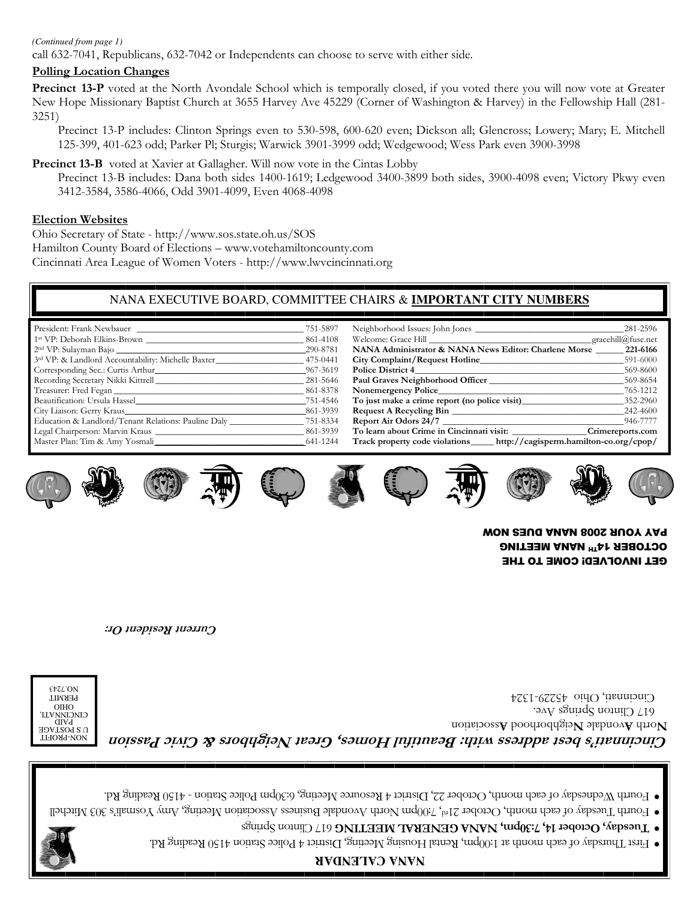*(Continued from page 1)*

call 632-7041, Republicans, 632-7042 or Independents can choose to serve with either side.

## Polling Location Changes

**Precinct 13-P** voted at the North Avondale School which is temporally closed, if you voted there you will now vote at Greater New Hope Missionary Baptist Church at 3655 Harvey Ave 45229 (Corner of Washington & Harvey) in the Fellowship Hall (281-3251)

Precinct 13-P includes: Clinton Springs even to 530-598, 600-620 even; Dickson all; Glencross; Lowery; Mary; E. Mitchell 125-399, 401-623 odd; Parker Pl; Sturgis; Warwick 3901-3999 odd; Wedgewood; Wess Park even 3900-3998

**Precinct 13-B** voted at Xavier at Gallagher. Will now vote in the Cintas Lobby

Precinct 13-B includes: Dana both sides 1400-1619; Ledgewood 3400-3899 both sides, 3900-4098 even; Victory Pkwy even 3412-3584, 3586-4066, Odd 3901-4099, Even 4068-4098

## Election Websites

Ohio Secretary of State - http://www.sos.state.oh.us/SOS
Hamilton County Board of Elections – www.votehamiltoncounty.com
Cincinnati Area League of Women Voters - http://www.lwvcincinnati.org

## NANA EXECUTIVE BOARD, COMMITTEE CHAIRS & IMPORTANT CITY NUMBERS

| | | | |
|---|---|---|---|
| President: Frank Newbauer | 751-5897 | Neighborhood Issues: John Jones | 281-2596 |
| 1st VP: Deborah Elkins-Brown | 861-4108 | Welcome: Grace Hill | gracehill@fuse.net |
| 2nd VP: Sulayman Bajo | 290-8781 | **NANA Administrator & NANA News Editor: Charlene Morse** | **221-6166** |
| 3rd VP: & Landlord Accountability: Michelle Baxter | 475-0441 | **City Complaint/Request Hotline** | 591-6000 |
| Corresponding Sec.: Curtis Arthur | 967-3619 | **Police District 4** | 569-8600 |
| Recording Secretary Nikki Kittrell | 281-5646 | **Paul Graves Neighborhood Officer** | 569-8654 |
| Treasurer: Fred Fegan | 861-8378 | **Nonemergency Police** | 765-1212 |
| Beautification: Ursula Hassel | 751-4546 | **To just make a crime report (no police visit)** | 352-2960 |
| City Liaison: Gerry Kraus | 861-3939 | **Request A Recycling Bin** | 242-4600 |
| Education & Landlord/Tenant Relations: Pauline Daly | 751-8334 | **Report Air Odors 24/7** | 946-7777 |
| Legal Chairperson: Marvin Kraus | 861-3939 | **To learn about Crime in Cincinnati visit:** | **Crimereports.com** |
| Master Plan: Tim & Amy Yosmali | 641-1244 | **Track property code violations** | **http://cagisperm.hamilton-co.org/cpop/** |

**GET INVOLVED! COME TO THE OCTOBER 14TH NANA MEETING**
**PAY YOUR 2008 NANA DUES NOW**

*Current Resident Or:*

NON-PROFIT
U S POSTAGE
PAID
CINCINNATI,
OHIO
PERMIT
NO.7243

***Cincinnati's best address with: Beautiful Homes, Great Neighbors & Civic Passion***

North Avondale Neighborhood Association
617 Clinton Springs Ave.
Cincinnati, Ohio 45229-1324

### NANA CALENDAR

- First Thursday of each month at 1:00pm, Rental Housing Meeting, District 4 Police Station 4150 Reading Rd.
- **Tuesday, October 14, 7:30pm, NANA GENERAL MEETING** 617 Clinton Springs
- Fourth Tuesday of each month, October 21st, 7:00pm North Avondale Business Association Meeting, Amy Yosmali's 303 Mitchell
- Fourth Wednesday of each month, October 22, District 4 Resource Meeting, 6:30pm Police Station - 4150 Reading Rd.